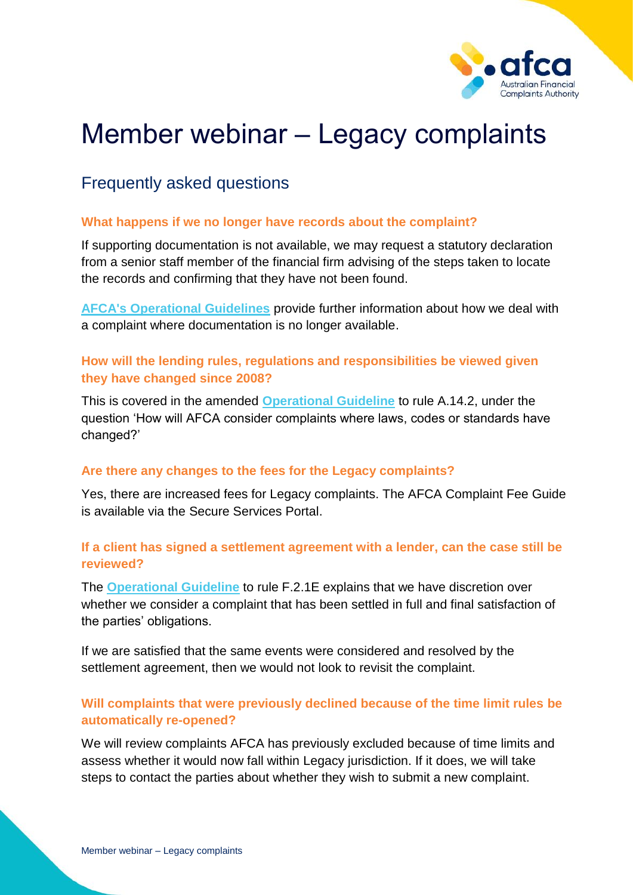# Member webinar – Legacy complaints

## Frequently asked questions

### What happens if we no longer have records about the complaint?

If supporting documentation is not available, we may request a statutory declaration from a senior staff member of the financial firm advising of the steps taken to locate the records and confirming that they have not been found.

AFCA's Operational Guidelines provide further information about how we deal with a complaint where documentation is no longer available.

### How will the lending rules, regulations and responsibilities be viewed given they have changed since 2008?

This is covered in the amended Operational Guideline to rule A.14.2, under the question 'How will AFCA consider complaints where laws, codes or standards have changed?'

### Are there any changes to the fees for the Legacy complaints?

Yes, there are increased fees for Legacy complaints. The AFCA Complaint Fee Guide is available via the Secure Services Portal.

### If a client has signed a settlement agreement with a lender, can the case still be reviewed?

The Operational Guideline to rule F.2.1E explains that we have discretion over whether we consider a complaint that has been settled in full and final satisfaction of the parties' obligations.

If we are satisfied that the same events were considered and resolved by the settlement agreement, then we would not look to revisit the complaint.

### Will complaints that were previously declined because of the time limit rules be automatically re-opened?

We will review complaints AFCA has previously excluded because of time limits and assess whether it would now fall within Legacy jurisdiction. If it does, we will take steps to contact the parties about whether they wish to submit a new complaint.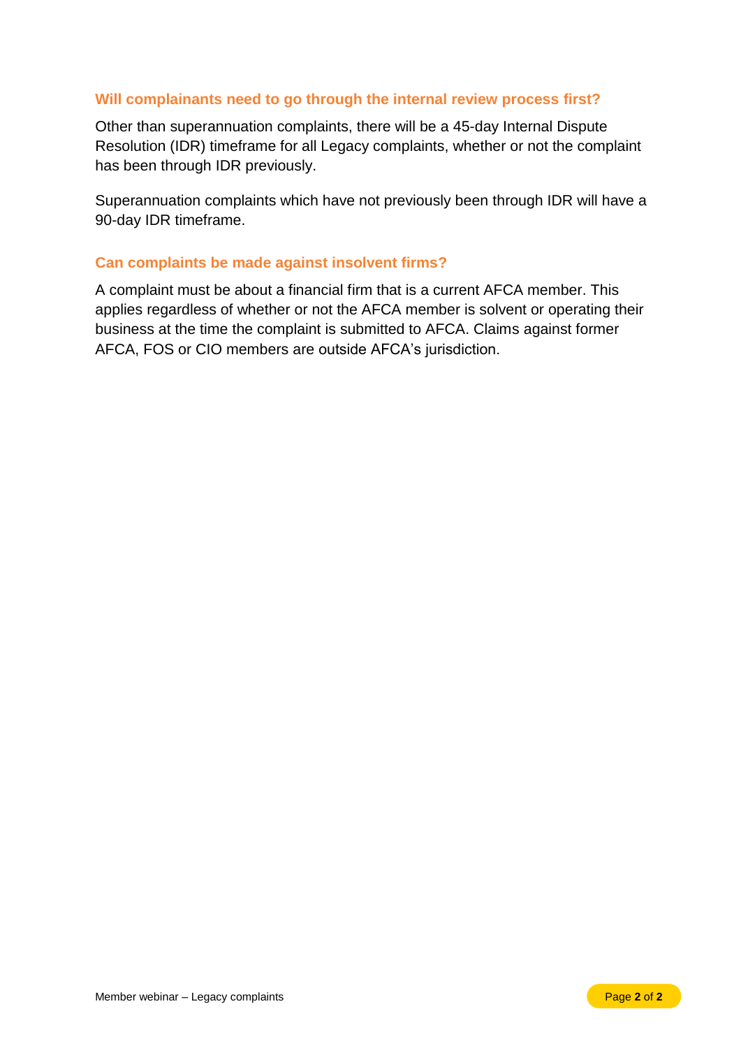## Will complainants need to go through the internal review process first?

Other than superannuation complaints, there will be a 45-day Internal Dispute Resolution (IDR) timeframe for all Legacy complaints, whether or not the complaint has been through IDR previously.

Superannuation complaints which have not previously been through IDR will have a 90-day IDR timeframe.

## Can complaints be made against insolvent firms?

A complaint must be about a financial firm that is a current AFCA member. This applies regardless of whether or not the AFCA member is solvent or operating their business at the time the complaint is submitted to AFCA. Claims against former AFCA, FOS or CIO members are outside AFCA's jurisdiction.